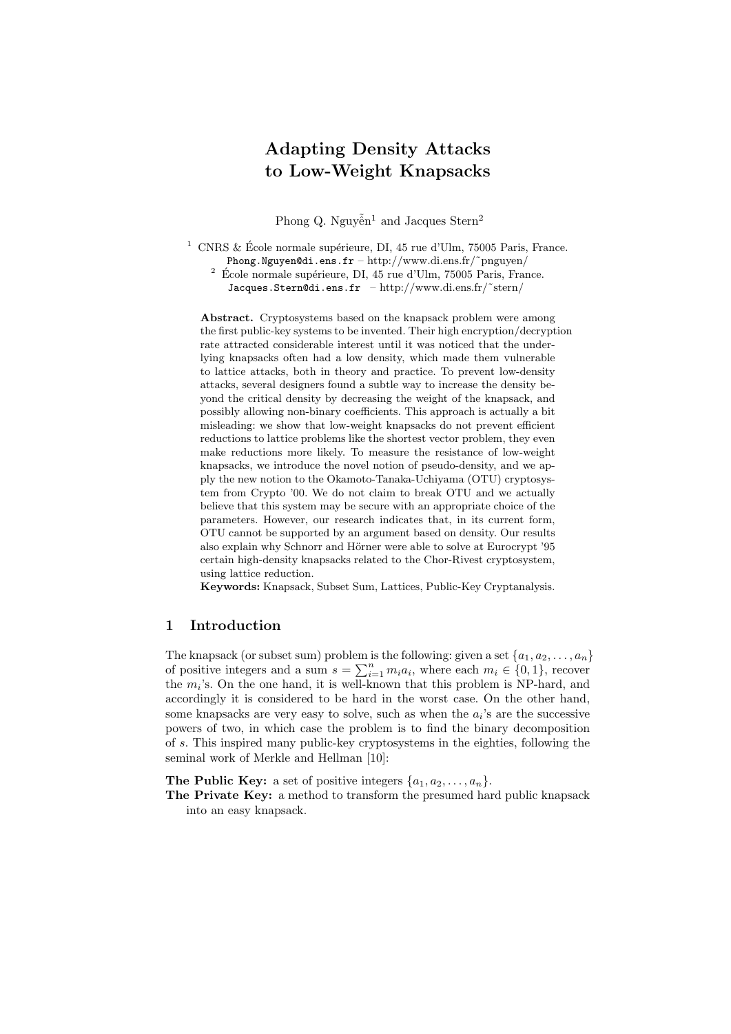# Adapting Density Attacks to Low-Weight Knapsacks

Phong Q. Nguyễn[1] and Jacques Stern[2]

[1] CNRS & École normale supérieure, DI, 45 rue d'Ulm, 75005 Paris, France.
Phong.Nguyen@di.ens.fr – http://www.di.ens.fr/˜pnguyen/

[2] École normale supérieure, DI, 45 rue d'Ulm, 75005 Paris, France.
Jacques.Stern@di.ens.fr – http://www.di.ens.fr/˜stern/

**Abstract.** Cryptosystems based on the knapsack problem were among the first public-key systems to be invented. Their high encryption/decryption rate attracted considerable interest until it was noticed that the underlying knapsacks often had a low density, which made them vulnerable to lattice attacks, both in theory and practice. To prevent low-density attacks, several designers found a subtle way to increase the density beyond the critical density by decreasing the weight of the knapsack, and possibly allowing non-binary coefficients. This approach is actually a bit misleading: we show that low-weight knapsacks do not prevent efficient reductions to lattice problems like the shortest vector problem, they even make reductions more likely. To measure the resistance of low-weight knapsacks, we introduce the novel notion of pseudo-density, and we apply the new notion to the Okamoto-Tanaka-Uchiyama (OTU) cryptosystem from Crypto '00. We do not claim to break OTU and we actually believe that this system may be secure with an appropriate choice of the parameters. However, our research indicates that, in its current form, OTU cannot be supported by an argument based on density. Our results also explain why Schnorr and Hörner were able to solve at Eurocrypt '95 certain high-density knapsacks related to the Chor-Rivest cryptosystem, using lattice reduction.

**Keywords:** Knapsack, Subset Sum, Lattices, Public-Key Cryptanalysis.

## 1 Introduction

The knapsack (or subset sum) problem is the following: given a set $\{a_1, a_2, \ldots, a_n\}$ of positive integers and a sum $s = \sum_{i=1}^{n} m_i a_i$, where each $m_i \in \{0, 1\}$, recover the $m_i$'s. On the one hand, it is well-known that this problem is NP-hard, and accordingly it is considered to be hard in the worst case. On the other hand, some knapsacks are very easy to solve, such as when the $a_i$'s are the successive powers of two, in which case the problem is to find the binary decomposition of $s$. This inspired many public-key cryptosystems in the eighties, following the seminal work of Merkle and Hellman [10]:

**The Public Key:** a set of positive integers $\{a_1, a_2, \ldots, a_n\}$.

**The Private Key:** a method to transform the presumed hard public knapsack into an easy knapsack.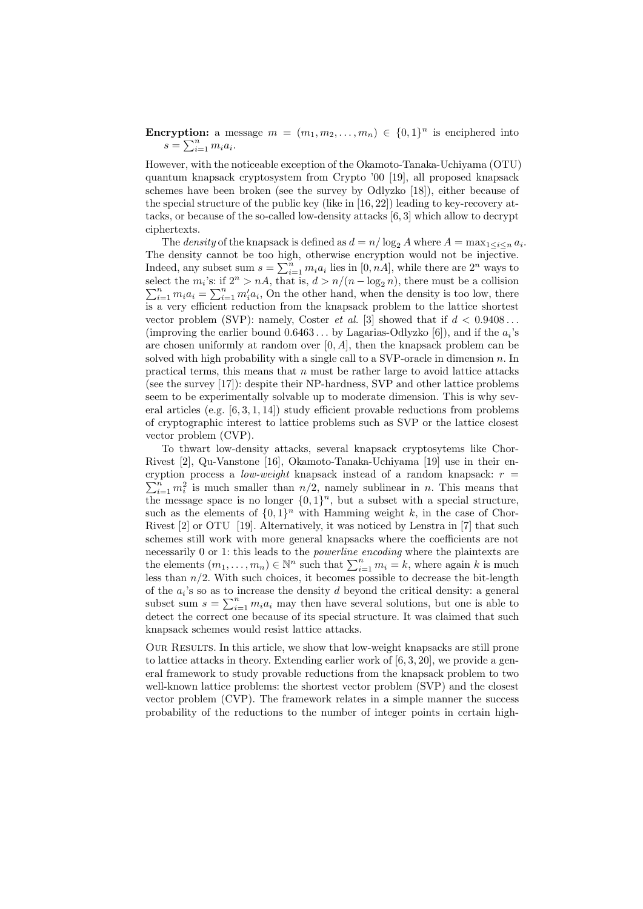**Encryption:** a message $m = (m_1, m_2, \ldots, m_n) \in \{0,1\}^n$ is enciphered into $s = \sum_{i=1}^n m_i a_i$.

However, with the noticeable exception of the Okamoto-Tanaka-Uchiyama (OTU) quantum knapsack cryptosystem from Crypto '00 [19], all proposed knapsack schemes have been broken (see the survey by Odlyzko [18]), either because of the special structure of the public key (like in [16, 22]) leading to key-recovery attacks, or because of the so-called low-density attacks [6, 3] which allow to decrypt ciphertexts.

The *density* of the knapsack is defined as $d = n/\log_2 A$ where $A = \max_{1 \le i \le n} a_i$. The density cannot be too high, otherwise encryption would not be injective. Indeed, any subset sum $s = \sum_{i=1}^n m_i a_i$ lies in $[0, nA]$, while there are $2^n$ ways to select the $m_i$'s: if $2^n > nA$, that is, $d > n/(n - \log_2 n)$, there must be a collision $\sum_{i=1}^n m_i a_i = \sum_{i=1}^n m'_i a_i$, On the other hand, when the density is too low, there is a very efficient reduction from the knapsack problem to the lattice shortest vector problem (SVP): namely, Coster *et al.* [3] showed that if $d < 0.9408\ldots$ (improving the earlier bound $0.6463\ldots$ by Lagarias-Odlyzko [6]), and if the $a_i$'s are chosen uniformly at random over $[0, A]$, then the knapsack problem can be solved with high probability with a single call to a SVP-oracle in dimension $n$. In practical terms, this means that $n$ must be rather large to avoid lattice attacks (see the survey [17]): despite their NP-hardness, SVP and other lattice problems seem to be experimentally solvable up to moderate dimension. This is why several articles (e.g. [6, 3, 1, 14]) study efficient provable reductions from problems of cryptographic interest to lattice problems such as SVP or the lattice closest vector problem (CVP).

To thwart low-density attacks, several knapsack cryptosytems like Chor-Rivest [2], Qu-Vanstone [16], Okamoto-Tanaka-Uchiyama [19] use in their encryption process a *low-weight* knapsack instead of a random knapsack: $r = \sum_{i=1}^n m_i^2$ is much smaller than $n/2$, namely sublinear in $n$. This means that the message space is no longer $\{0,1\}^n$, but a subset with a special structure, such as the elements of $\{0,1\}^n$ with Hamming weight $k$, in the case of Chor-Rivest [2] or OTU [19]. Alternatively, it was noticed by Lenstra in [7] that such schemes still work with more general knapsacks where the coefficients are not necessarily 0 or 1: this leads to the *powerline encoding* where the plaintexts are the elements $(m_1, \ldots, m_n) \in \mathbb{N}^n$ such that $\sum_{i=1}^n m_i = k$, where again $k$ is much less than $n/2$. With such choices, it becomes possible to decrease the bit-length of the $a_i$'s so as to increase the density $d$ beyond the critical density: a general subset sum $s = \sum_{i=1}^n m_i a_i$ may then have several solutions, but one is able to detect the correct one because of its special structure. It was claimed that such knapsack schemes would resist lattice attacks.

Our Results. In this article, we show that low-weight knapsacks are still prone to lattice attacks in theory. Extending earlier work of [6, 3, 20], we provide a general framework to study provable reductions from the knapsack problem to two well-known lattice problems: the shortest vector problem (SVP) and the closest vector problem (CVP). The framework relates in a simple manner the success probability of the reductions to the number of integer points in certain high-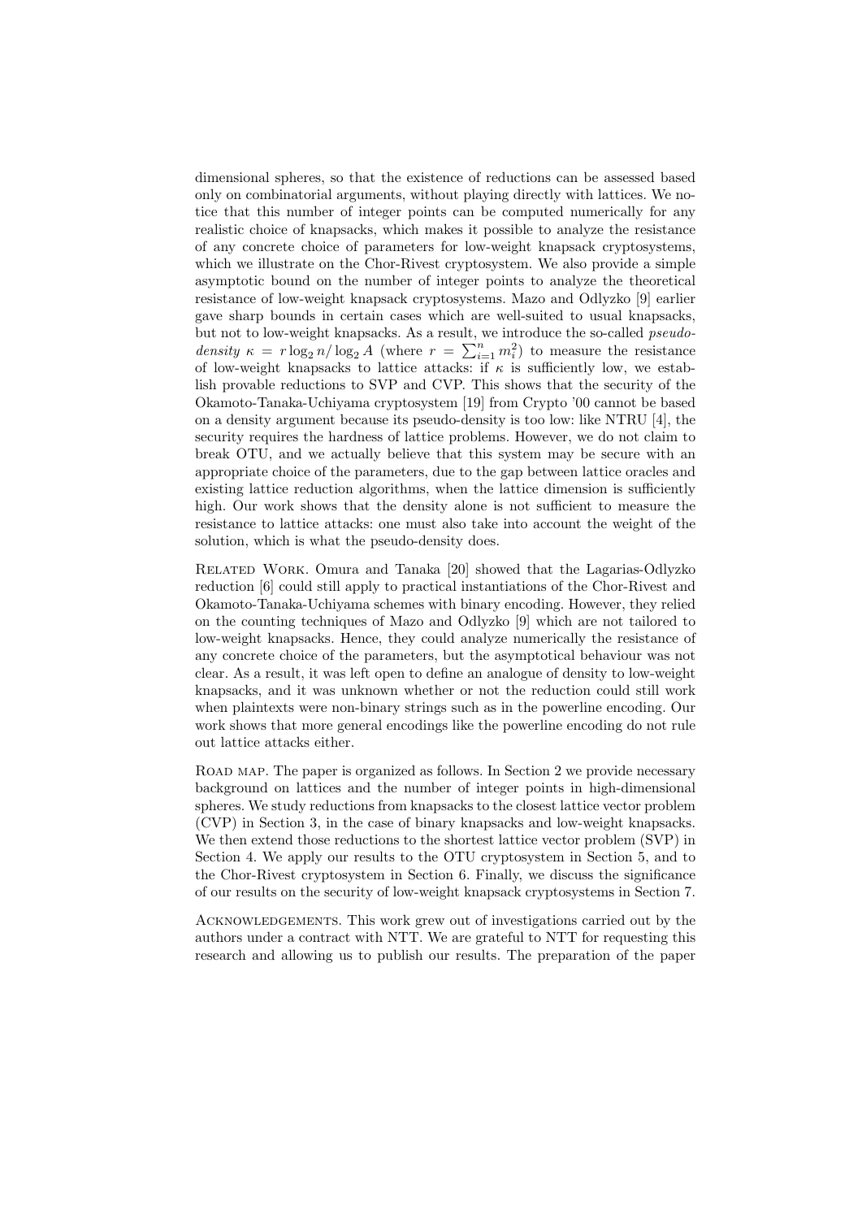dimensional spheres, so that the existence of reductions can be assessed based only on combinatorial arguments, without playing directly with lattices. We notice that this number of integer points can be computed numerically for any realistic choice of knapsacks, which makes it possible to analyze the resistance of any concrete choice of parameters for low-weight knapsack cryptosystems, which we illustrate on the Chor-Rivest cryptosystem. We also provide a simple asymptotic bound on the number of integer points to analyze the theoretical resistance of low-weight knapsack cryptosystems. Mazo and Odlyzko [9] earlier gave sharp bounds in certain cases which are well-suited to usual knapsacks, but not to low-weight knapsacks. As a result, we introduce the so-called *pseudo-density* $\kappa = r \log_2 n / \log_2 A$ (where $r = \sum_{i=1}^{n} m_i^2$) to measure the resistance of low-weight knapsacks to lattice attacks: if $\kappa$ is sufficiently low, we establish provable reductions to SVP and CVP. This shows that the security of the Okamoto-Tanaka-Uchiyama cryptosystem [19] from Crypto '00 cannot be based on a density argument because its pseudo-density is too low: like NTRU [4], the security requires the hardness of lattice problems. However, we do not claim to break OTU, and we actually believe that this system may be secure with an appropriate choice of the parameters, due to the gap between lattice oracles and existing lattice reduction algorithms, when the lattice dimension is sufficiently high. Our work shows that the density alone is not sufficient to measure the resistance to lattice attacks: one must also take into account the weight of the solution, which is what the pseudo-density does.

Related Work. Omura and Tanaka [20] showed that the Lagarias-Odlyzko reduction [6] could still apply to practical instantiations of the Chor-Rivest and Okamoto-Tanaka-Uchiyama schemes with binary encoding. However, they relied on the counting techniques of Mazo and Odlyzko [9] which are not tailored to low-weight knapsacks. Hence, they could analyze numerically the resistance of any concrete choice of the parameters, but the asymptotical behaviour was not clear. As a result, it was left open to define an analogue of density to low-weight knapsacks, and it was unknown whether or not the reduction could still work when plaintexts were non-binary strings such as in the powerline encoding. Our work shows that more general encodings like the powerline encoding do not rule out lattice attacks either.

Road map. The paper is organized as follows. In Section 2 we provide necessary background on lattices and the number of integer points in high-dimensional spheres. We study reductions from knapsacks to the closest lattice vector problem (CVP) in Section 3, in the case of binary knapsacks and low-weight knapsacks. We then extend those reductions to the shortest lattice vector problem (SVP) in Section 4. We apply our results to the OTU cryptosystem in Section 5, and to the Chor-Rivest cryptosystem in Section 6. Finally, we discuss the significance of our results on the security of low-weight knapsack cryptosystems in Section 7.

Acknowledgements. This work grew out of investigations carried out by the authors under a contract with NTT. We are grateful to NTT for requesting this research and allowing us to publish our results. The preparation of the paper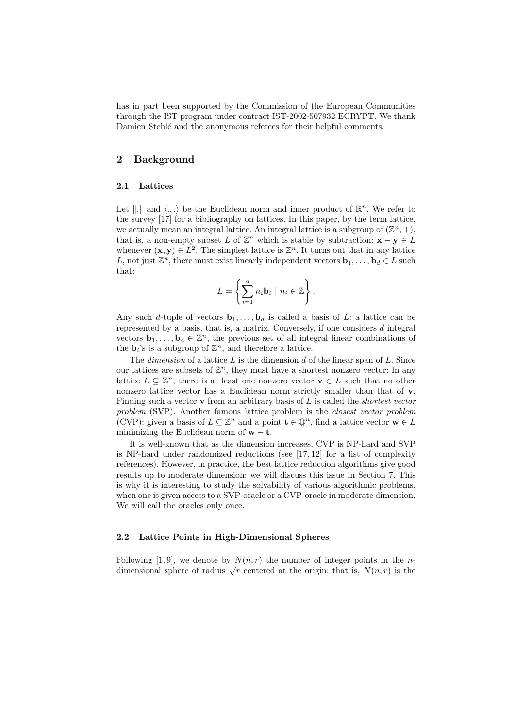has in part been supported by the Commission of the European Communities through the IST program under contract IST-2002-507932 ECRYPT. We thank Damien Stehlé and the anonymous referees for their helpful comments.

## 2 Background

### 2.1 Lattices

Let $\|.\|$ and $\langle .,. \rangle$ be the Euclidean norm and inner product of $\mathbb{R}^n$. We refer to the survey [17] for a bibliography on lattices. In this paper, by the term lattice, we actually mean an integral lattice. An integral lattice is a subgroup of $(\mathbb{Z}^n, +)$, that is, a non-empty subset $L$ of $\mathbb{Z}^n$ which is stable by subtraction: $\mathbf{x} - \mathbf{y} \in L$ whenever $(\mathbf{x}, \mathbf{y}) \in L^2$. The simplest lattice is $\mathbb{Z}^n$. It turns out that in any lattice $L$, not just $\mathbb{Z}^n$, there must exist linearly independent vectors $\mathbf{b}_1, \ldots, \mathbf{b}_d \in L$ such that:

$$L = \left\{ \sum_{i=1}^{d} n_i \mathbf{b}_i \mid n_i \in \mathbb{Z} \right\}.$$

Any such $d$-tuple of vectors $\mathbf{b}_1, \ldots, \mathbf{b}_d$ is called a basis of $L$: a lattice can be represented by a basis, that is, a matrix. Conversely, if one considers $d$ integral vectors $\mathbf{b}_1, \ldots, \mathbf{b}_d \in \mathbb{Z}^n$, the previous set of all integral linear combinations of the $\mathbf{b}_i$'s is a subgroup of $\mathbb{Z}^n$, and therefore a lattice.

The *dimension* of a lattice $L$ is the dimension $d$ of the linear span of $L$. Since our lattices are subsets of $\mathbb{Z}^n$, they must have a shortest nonzero vector: In any lattice $L \subseteq \mathbb{Z}^n$, there is at least one nonzero vector $\mathbf{v} \in L$ such that no other nonzero lattice vector has a Euclidean norm strictly smaller than that of $\mathbf{v}$. Finding such a vector $\mathbf{v}$ from an arbitrary basis of $L$ is called the *shortest vector problem* (SVP). Another famous lattice problem is the *closest vector problem* (CVP): given a basis of $L \subseteq \mathbb{Z}^n$ and a point $\mathbf{t} \in \mathbb{Q}^n$, find a lattice vector $\mathbf{w} \in L$ minimizing the Euclidean norm of $\mathbf{w} - \mathbf{t}$.

It is well-known that as the dimension increases, CVP is NP-hard and SVP is NP-hard under randomized reductions (see [17, 12] for a list of complexity references). However, in practice, the best lattice reduction algorithms give good results up to moderate dimension: we will discuss this issue in Section 7. This is why it is interesting to study the solvability of various algorithmic problems, when one is given access to a SVP-oracle or a CVP-oracle in moderate dimension. We will call the oracles only once.

### 2.2 Lattice Points in High-Dimensional Spheres

Following [1, 9], we denote by $N(n, r)$ the number of integer points in the $n$-dimensional sphere of radius $\sqrt{r}$ centered at the origin: that is, $N(n, r)$ is the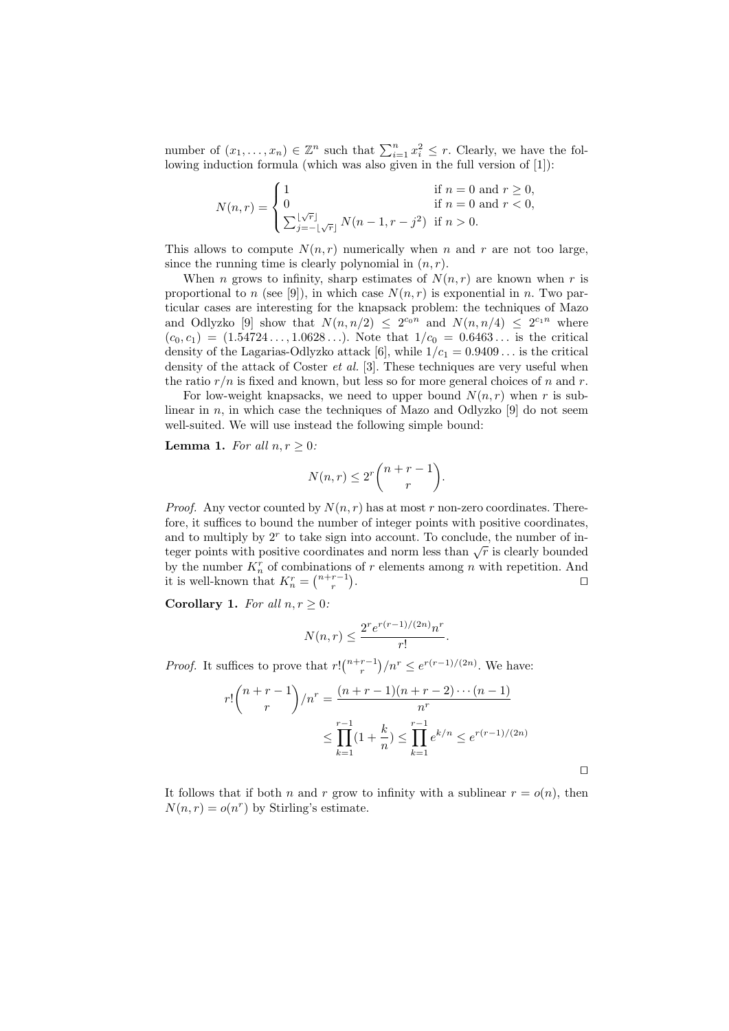number of $(x_1, \ldots, x_n) \in \mathbb{Z}^n$ such that $\sum_{i=1}^n x_i^2 \leq r$. Clearly, we have the following induction formula (which was also given in the full version of [1]):

$$N(n,r) = \begin{cases} 1 & \text{if } n = 0 \text{ and } r \geq 0, \\ 0 & \text{if } n = 0 \text{ and } r < 0, \\ \sum_{j=-\lfloor\sqrt{r}\rfloor}^{\lfloor\sqrt{r}\rfloor} N(n-1, r-j^2) & \text{if } n > 0. \end{cases}$$

This allows to compute $N(n,r)$ numerically when $n$ and $r$ are not too large, since the running time is clearly polynomial in $(n,r)$.

When $n$ grows to infinity, sharp estimates of $N(n,r)$ are known when $r$ is proportional to $n$ (see [9]), in which case $N(n,r)$ is exponential in $n$. Two particular cases are interesting for the knapsack problem: the techniques of Mazo and Odlyzko [9] show that $N(n, n/2) \leq 2^{c_0 n}$ and $N(n, n/4) \leq 2^{c_1 n}$ where $(c_0, c_1) = (1.54724\ldots, 1.0628\ldots)$. Note that $1/c_0 = 0.6463\ldots$ is the critical density of the Lagarias-Odlyzko attack [6], while $1/c_1 = 0.9409\ldots$ is the critical density of the attack of Coster *et al.* [3]. These techniques are very useful when the ratio $r/n$ is fixed and known, but less so for more general choices of $n$ and $r$.

For low-weight knapsacks, we need to upper bound $N(n,r)$ when $r$ is sublinear in $n$, in which case the techniques of Mazo and Odlyzko [9] do not seem well-suited. We will use instead the following simple bound:

**Lemma 1.** *For all $n, r \geq 0$:*

$$N(n,r) \leq 2^r \binom{n+r-1}{r}.$$

*Proof.* Any vector counted by $N(n,r)$ has at most $r$ non-zero coordinates. Therefore, it suffices to bound the number of integer points with positive coordinates, and to multiply by $2^r$ to take sign into account. To conclude, the number of integer points with positive coordinates and norm less than $\sqrt{r}$ is clearly bounded by the number $K_n^r$ of combinations of $r$ elements among $n$ with repetition. And it is well-known that $K_n^r = \binom{n+r-1}{r}$. ☐

**Corollary 1.** *For all $n, r \geq 0$:*

$$N(n,r) \leq \frac{2^r e^{r(r-1)/(2n)} n^r}{r!}.$$

*Proof.* It suffices to prove that $r!\binom{n+r-1}{r}/n^r \leq e^{r(r-1)/(2n)}$. We have:

$$r!\binom{n+r-1}{r}/n^r = \frac{(n+r-1)(n+r-2)\cdots(n-1)}{n^r}$$

$$\leq \prod_{k=1}^{r-1}(1+\frac{k}{n}) \leq \prod_{k=1}^{r-1} e^{k/n} \leq e^{r(r-1)/(2n)}$$

☐

It follows that if both $n$ and $r$ grow to infinity with a sublinear $r = o(n)$, then $N(n,r) = o(n^r)$ by Stirling's estimate.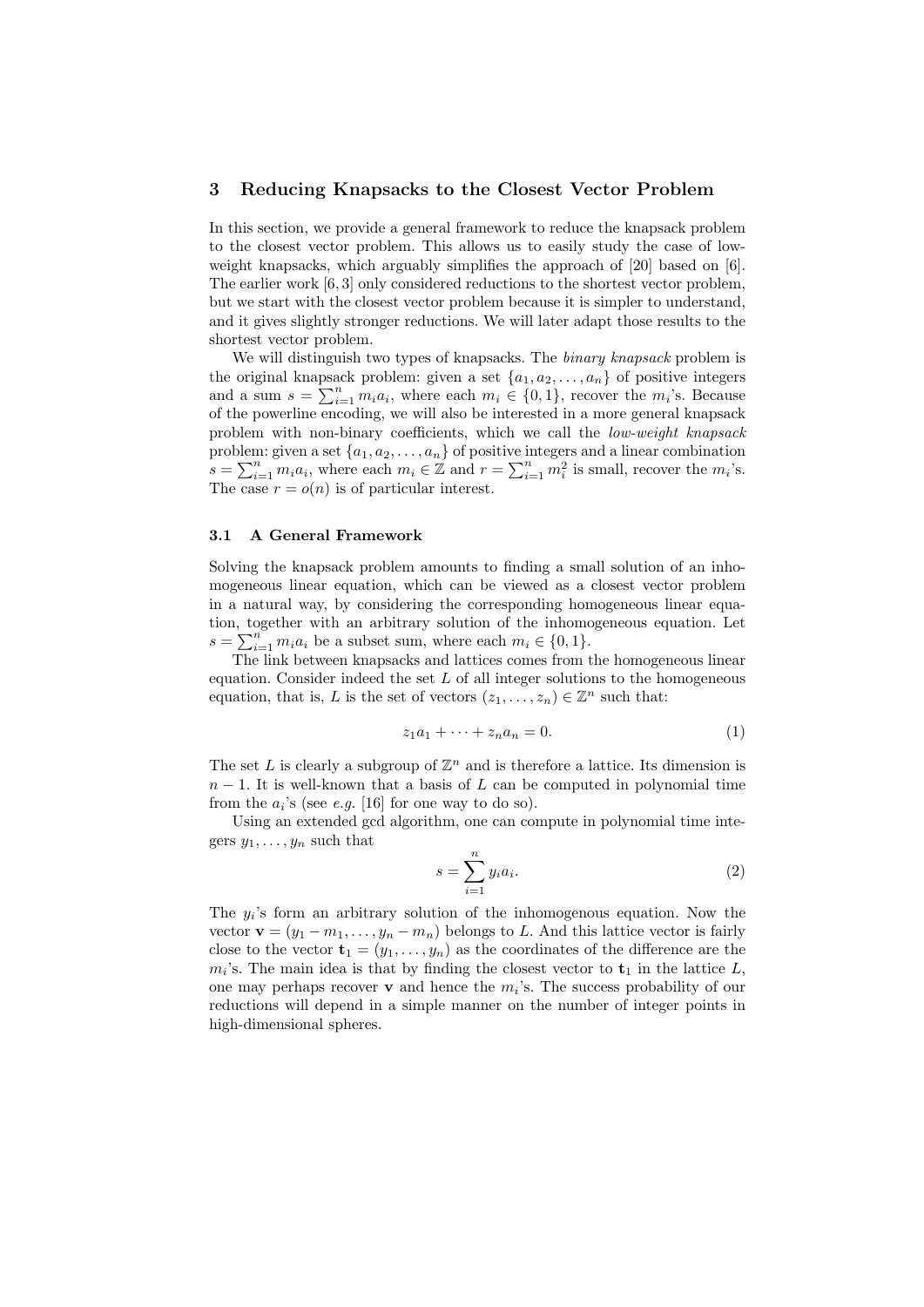## 3 Reducing Knapsacks to the Closest Vector Problem

In this section, we provide a general framework to reduce the knapsack problem to the closest vector problem. This allows us to easily study the case of low-weight knapsacks, which arguably simplifies the approach of [20] based on [6]. The earlier work [6, 3] only considered reductions to the shortest vector problem, but we start with the closest vector problem because it is simpler to understand, and it gives slightly stronger reductions. We will later adapt those results to the shortest vector problem.

We will distinguish two types of knapsacks. The *binary knapsack* problem is the original knapsack problem: given a set $\{a_1, a_2, \ldots, a_n\}$ of positive integers and a sum $s = \sum_{i=1}^{n} m_i a_i$, where each $m_i \in \{0, 1\}$, recover the $m_i$'s. Because of the powerline encoding, we will also be interested in a more general knapsack problem with non-binary coefficients, which we call the *low-weight knapsack* problem: given a set $\{a_1, a_2, \ldots, a_n\}$ of positive integers and a linear combination $s = \sum_{i=1}^{n} m_i a_i$, where each $m_i \in \mathbb{Z}$ and $r = \sum_{i=1}^{n} m_i^2$ is small, recover the $m_i$'s. The case $r = o(n)$ is of particular interest.

### 3.1 A General Framework

Solving the knapsack problem amounts to finding a small solution of an inhomogeneous linear equation, which can be viewed as a closest vector problem in a natural way, by considering the corresponding homogeneous linear equation, together with an arbitrary solution of the inhomogeneous equation. Let $s = \sum_{i=1}^{n} m_i a_i$ be a subset sum, where each $m_i \in \{0, 1\}$.

The link between knapsacks and lattices comes from the homogeneous linear equation. Consider indeed the set $L$ of all integer solutions to the homogeneous equation, that is, $L$ is the set of vectors $(z_1, \ldots, z_n) \in \mathbb{Z}^n$ such that:

$$z_1 a_1 + \cdots + z_n a_n = 0. \tag{1}$$

The set $L$ is clearly a subgroup of $\mathbb{Z}^n$ and is therefore a lattice. Its dimension is $n - 1$. It is well-known that a basis of $L$ can be computed in polynomial time from the $a_i$'s (see *e.g.* [16] for one way to do so).

Using an extended gcd algorithm, one can compute in polynomial time integers $y_1, \ldots, y_n$ such that

$$s = \sum_{i=1}^{n} y_i a_i. \tag{2}$$

The $y_i$'s form an arbitrary solution of the inhomogenous equation. Now the vector $\mathbf{v} = (y_1 - m_1, \ldots, y_n - m_n)$ belongs to $L$. And this lattice vector is fairly close to the vector $\mathbf{t}_1 = (y_1, \ldots, y_n)$ as the coordinates of the difference are the $m_i$'s. The main idea is that by finding the closest vector to $\mathbf{t}_1$ in the lattice $L$, one may perhaps recover $\mathbf{v}$ and hence the $m_i$'s. The success probability of our reductions will depend in a simple manner on the number of integer points in high-dimensional spheres.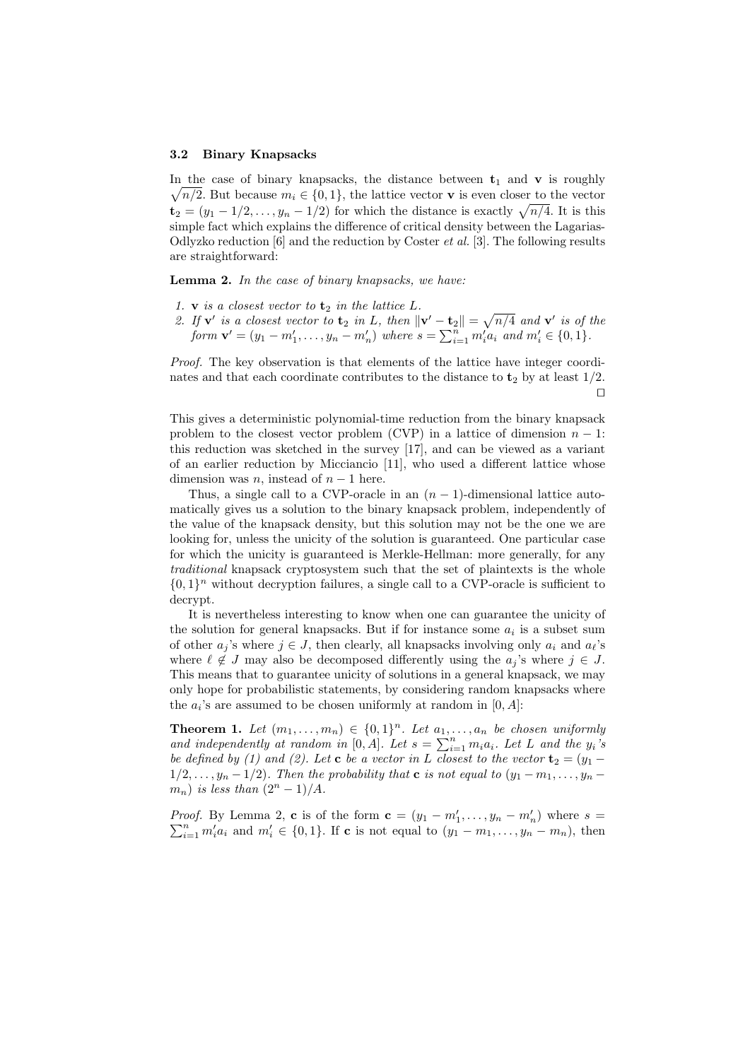### 3.2 Binary Knapsacks

In the case of binary knapsacks, the distance between $\mathbf{t}_1$ and $\mathbf{v}$ is roughly $\sqrt{n/2}$. But because $m_i \in \{0,1\}$, the lattice vector $\mathbf{v}$ is even closer to the vector $\mathbf{t}_2 = (y_1 - 1/2, \ldots, y_n - 1/2)$ for which the distance is exactly $\sqrt{n/4}$. It is this simple fact which explains the difference of critical density between the Lagarias-Odlyzko reduction [6] and the reduction by Coster *et al.* [3]. The following results are straightforward:

**Lemma 2.** *In the case of binary knapsacks, we have:*

1. *$\mathbf{v}$ is a closest vector to $\mathbf{t}_2$ in the lattice $L$.*
2. *If $\mathbf{v}'$ is a closest vector to $\mathbf{t}_2$ in $L$, then $\|\mathbf{v}' - \mathbf{t}_2\| = \sqrt{n/4}$ and $\mathbf{v}'$ is of the form $\mathbf{v}' = (y_1 - m'_1, \ldots, y_n - m'_n)$ where $s = \sum_{i=1}^n m'_i a_i$ and $m'_i \in \{0,1\}$.*

*Proof.* The key observation is that elements of the lattice have integer coordinates and that each coordinate contributes to the distance to $\mathbf{t}_2$ by at least $1/2$. □

This gives a deterministic polynomial-time reduction from the binary knapsack problem to the closest vector problem (CVP) in a lattice of dimension $n-1$: this reduction was sketched in the survey [17], and can be viewed as a variant of an earlier reduction by Micciancio [11], who used a different lattice whose dimension was $n$, instead of $n-1$ here.

Thus, a single call to a CVP-oracle in an $(n-1)$-dimensional lattice automatically gives us a solution to the binary knapsack problem, independently of the value of the knapsack density, but this solution may not be the one we are looking for, unless the unicity of the solution is guaranteed. One particular case for which the unicity is guaranteed is Merkle-Hellman: more generally, for any *traditional* knapsack cryptosystem such that the set of plaintexts is the whole $\{0,1\}^n$ without decryption failures, a single call to a CVP-oracle is sufficient to decrypt.

It is nevertheless interesting to know when one can guarantee the unicity of the solution for general knapsacks. But if for instance some $a_i$ is a subset sum of other $a_j$'s where $j \in J$, then clearly, all knapsacks involving only $a_i$ and $a_\ell$'s where $\ell \notin J$ may also be decomposed differently using the $a_j$'s where $j \in J$. This means that to guarantee unicity of solutions in a general knapsack, we may only hope for probabilistic statements, by considering random knapsacks where the $a_i$'s are assumed to be chosen uniformly at random in $[0, A]$:

**Theorem 1.** *Let $(m_1, \ldots, m_n) \in \{0,1\}^n$. Let $a_1, \ldots, a_n$ be chosen uniformly and independently at random in $[0, A]$. Let $s = \sum_{i=1}^n m_i a_i$. Let $L$ and the $y_i$'s be defined by (1) and (2). Let $\mathbf{c}$ be a vector in $L$ closest to the vector $\mathbf{t}_2 = (y_1 - 1/2, \ldots, y_n - 1/2)$. Then the probability that $\mathbf{c}$ is not equal to $(y_1 - m_1, \ldots, y_n - m_n)$ is less than $(2^n - 1)/A$.*

*Proof.* By Lemma 2, $\mathbf{c}$ is of the form $\mathbf{c} = (y_1 - m'_1, \ldots, y_n - m'_n)$ where $s = \sum_{i=1}^n m'_i a_i$ and $m'_i \in \{0,1\}$. If $\mathbf{c}$ is not equal to $(y_1 - m_1, \ldots, y_n - m_n)$, then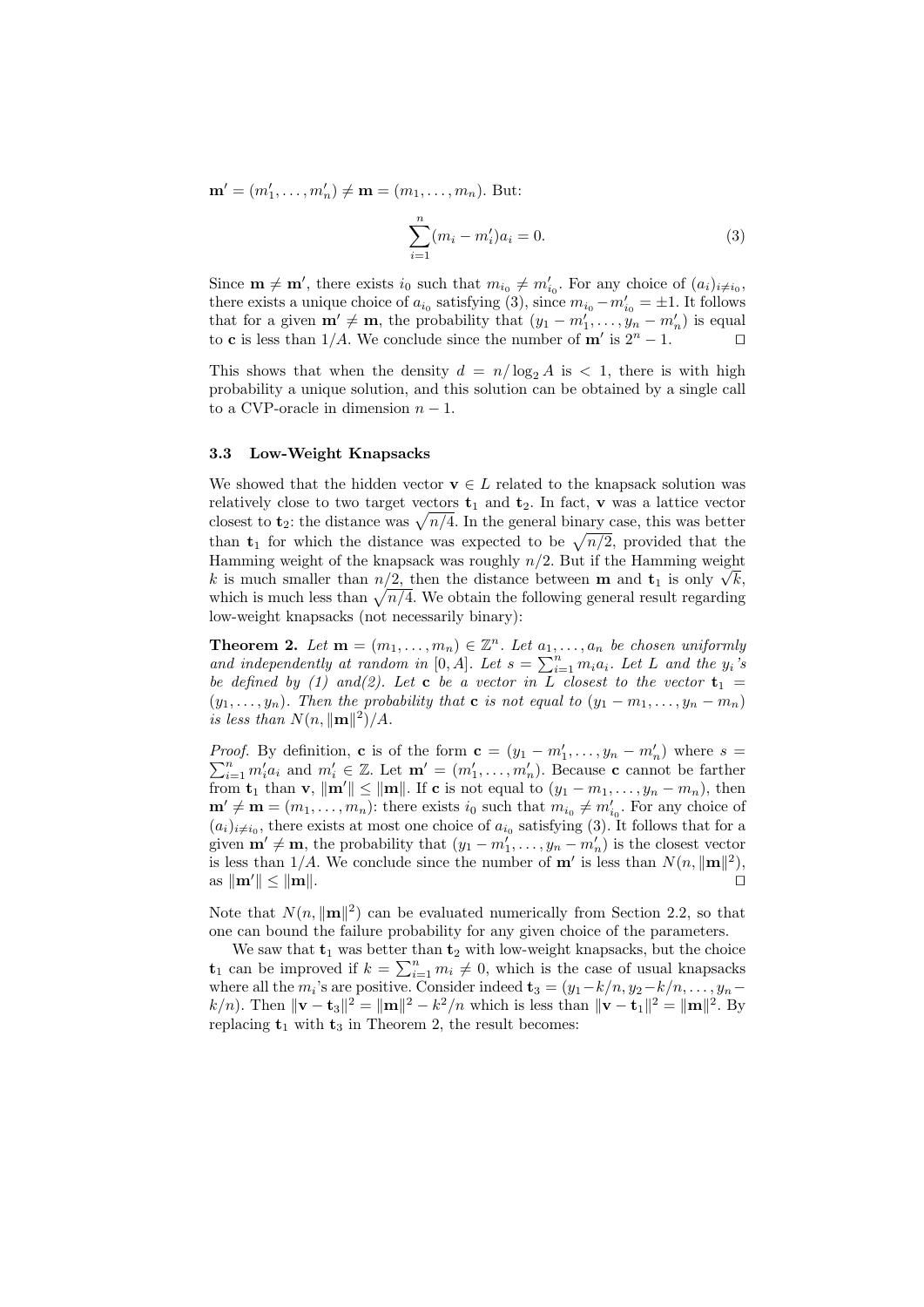$\mathbf{m}' = (m'_1, \ldots, m'_n) \neq \mathbf{m} = (m_1, \ldots, m_n)$. But:

$$\sum_{i=1}^{n} (m_i - m'_i) a_i = 0. \tag{3}$$

Since $\mathbf{m} \neq \mathbf{m}'$, there exists $i_0$ such that $m_{i_0} \neq m'_{i_0}$. For any choice of $(a_i)_{i \neq i_0}$, there exists a unique choice of $a_{i_0}$ satisfying (3), since $m_{i_0} - m'_{i_0} = \pm 1$. It follows that for a given $\mathbf{m}' \neq \mathbf{m}$, the probability that $(y_1 - m'_1, \ldots, y_n - m'_n)$ is equal to $\mathbf{c}$ is less than $1/A$. We conclude since the number of $\mathbf{m}'$ is $2^n - 1$. $\square$

This shows that when the density $d = n/\log_2 A$ is $< 1$, there is with high probability a unique solution, and this solution can be obtained by a single call to a CVP-oracle in dimension $n-1$.

### 3.3 Low-Weight Knapsacks

We showed that the hidden vector $\mathbf{v} \in L$ related to the knapsack solution was relatively close to two target vectors $\mathbf{t}_1$ and $\mathbf{t}_2$. In fact, $\mathbf{v}$ was a lattice vector closest to $\mathbf{t}_2$: the distance was $\sqrt{n/4}$. In the general binary case, this was better than $\mathbf{t}_1$ for which the distance was expected to be $\sqrt{n/2}$, provided that the Hamming weight of the knapsack was roughly $n/2$. But if the Hamming weight $k$ is much smaller than $n/2$, then the distance between $\mathbf{m}$ and $\mathbf{t}_1$ is only $\sqrt{k}$, which is much less than $\sqrt{n/4}$. We obtain the following general result regarding low-weight knapsacks (not necessarily binary):

**Theorem 2.** *Let $\mathbf{m} = (m_1, \ldots, m_n) \in \mathbb{Z}^n$. Let $a_1, \ldots, a_n$ be chosen uniformly and independently at random in $[0, A]$. Let $s = \sum_{i=1}^{n} m_i a_i$. Let $L$ and the $y_i$'s be defined by (1) and(2). Let $\mathbf{c}$ be a vector in $L$ closest to the vector $\mathbf{t}_1 = (y_1, \ldots, y_n)$. Then the probability that $\mathbf{c}$ is not equal to $(y_1 - m_1, \ldots, y_n - m_n)$ is less than $N(n, \|\mathbf{m}\|^2)/A$.*

*Proof.* By definition, $\mathbf{c}$ is of the form $\mathbf{c} = (y_1 - m'_1, \ldots, y_n - m'_n)$ where $s = \sum_{i=1}^{n} m'_i a_i$ and $m'_i \in \mathbb{Z}$. Let $\mathbf{m}' = (m'_1, \ldots, m'_n)$. Because $\mathbf{c}$ cannot be farther from $\mathbf{t}_1$ than $\mathbf{v}$, $\|\mathbf{m}'\| \leq \|\mathbf{m}\|$. If $\mathbf{c}$ is not equal to $(y_1 - m_1, \ldots, y_n - m_n)$, then $\mathbf{m}' \neq \mathbf{m} = (m_1, \ldots, m_n)$: there exists $i_0$ such that $m_{i_0} \neq m'_{i_0}$. For any choice of $(a_i)_{i \neq i_0}$, there exists at most one choice of $a_{i_0}$ satisfying (3). It follows that for a given $\mathbf{m}' \neq \mathbf{m}$, the probability that $(y_1 - m'_1, \ldots, y_n - m'_n)$ is the closest vector is less than $1/A$. We conclude since the number of $\mathbf{m}'$ is less than $N(n, \|\mathbf{m}\|^2)$, as $\|\mathbf{m}'\| \leq \|\mathbf{m}\|$. $\square$

Note that $N(n, \|\mathbf{m}\|^2)$ can be evaluated numerically from Section 2.2, so that one can bound the failure probability for any given choice of the parameters.

We saw that $\mathbf{t}_1$ was better than $\mathbf{t}_2$ with low-weight knapsacks, but the choice $\mathbf{t}_1$ can be improved if $k = \sum_{i=1}^{n} m_i \neq 0$, which is the case of usual knapsacks where all the $m_i$'s are positive. Consider indeed $\mathbf{t}_3 = (y_1 - k/n, y_2 - k/n, \ldots, y_n - k/n)$. Then $\|\mathbf{v} - \mathbf{t}_3\|^2 = \|\mathbf{m}\|^2 - k^2/n$ which is less than $\|\mathbf{v} - \mathbf{t}_1\|^2 = \|\mathbf{m}\|^2$. By replacing $\mathbf{t}_1$ with $\mathbf{t}_3$ in Theorem 2, the result becomes: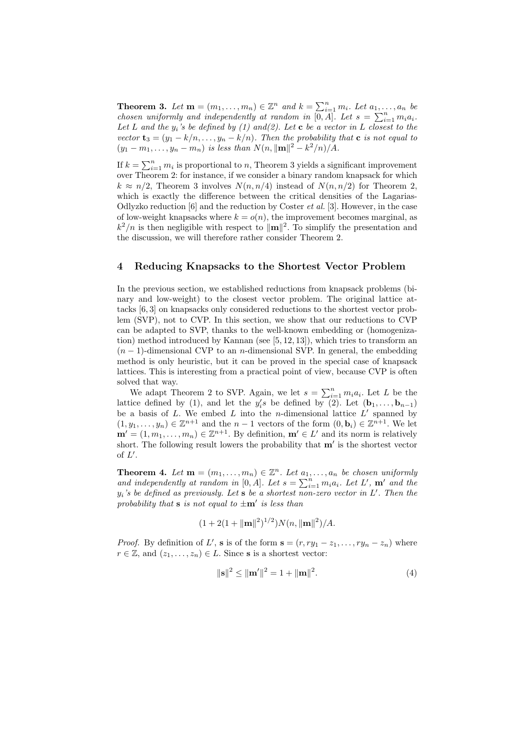**Theorem 3.** *Let $\mathbf{m} = (m_1, \ldots, m_n) \in \mathbb{Z}^n$ and $k = \sum_{i=1}^n m_i$. Let $a_1, \ldots, a_n$ be chosen uniformly and independently at random in $[0, A]$. Let $s = \sum_{i=1}^n m_i a_i$. Let $L$ and the $y_i$'s be defined by (1) and(2). Let $\mathbf{c}$ be a vector in $L$ closest to the vector $\mathbf{t}_3 = (y_1 - k/n, \ldots, y_n - k/n)$. Then the probability that $\mathbf{c}$ is not equal to $(y_1 - m_1, \ldots, y_n - m_n)$ is less than $N(n, \|\mathbf{m}\|^2 - k^2/n)/A$.*

If $k = \sum_{i=1}^n m_i$ is proportional to $n$, Theorem 3 yields a significant improvement over Theorem 2: for instance, if we consider a binary random knapsack for which $k \approx n/2$, Theorem 3 involves $N(n, n/4)$ instead of $N(n, n/2)$ for Theorem 2, which is exactly the difference between the critical densities of the Lagarias-Odlyzko reduction [6] and the reduction by Coster *et al.* [3]. However, in the case of low-weight knapsacks where $k = o(n)$, the improvement becomes marginal, as $k^2/n$ is then negligible with respect to $\|\mathbf{m}\|^2$. To simplify the presentation and the discussion, we will therefore rather consider Theorem 2.

## 4 Reducing Knapsacks to the Shortest Vector Problem

In the previous section, we established reductions from knapsack problems (binary and low-weight) to the closest vector problem. The original lattice attacks [6, 3] on knapsacks only considered reductions to the shortest vector problem (SVP), not to CVP. In this section, we show that our reductions to CVP can be adapted to SVP, thanks to the well-known embedding or (homogenization) method introduced by Kannan (see [5, 12, 13]), which tries to transform an $(n-1)$-dimensional CVP to an $n$-dimensional SVP. In general, the embedding method is only heuristic, but it can be proved in the special case of knapsack lattices. This is interesting from a practical point of view, because CVP is often solved that way.

We adapt Theorem 2 to SVP. Again, we let $s = \sum_{i=1}^n m_i a_i$. Let $L$ be the lattice defined by (1), and let the $y_i'$s be defined by (2). Let $(\mathbf{b}_1, \ldots, \mathbf{b}_{n-1})$ be a basis of $L$. We embed $L$ into the $n$-dimensional lattice $L'$ spanned by $(1, y_1, \ldots, y_n) \in \mathbb{Z}^{n+1}$ and the $n-1$ vectors of the form $(0, \mathbf{b}_i) \in \mathbb{Z}^{n+1}$. We let $\mathbf{m}' = (1, m_1, \ldots, m_n) \in \mathbb{Z}^{n+1}$. By definition, $\mathbf{m}' \in L'$ and its norm is relatively short. The following result lowers the probability that $\mathbf{m}'$ is the shortest vector of $L'$.

**Theorem 4.** *Let $\mathbf{m} = (m_1, \ldots, m_n) \in \mathbb{Z}^n$. Let $a_1, \ldots, a_n$ be chosen uniformly and independently at random in $[0, A]$. Let $s = \sum_{i=1}^n m_i a_i$. Let $L'$, $\mathbf{m}'$ and the $y_i$'s be defined as previously. Let $\mathbf{s}$ be a shortest non-zero vector in $L'$. Then the probability that $\mathbf{s}$ is not equal to $\pm\mathbf{m}'$ is less than*

$$(1 + 2(1 + \|\mathbf{m}\|^2)^{1/2}) N(n, \|\mathbf{m}\|^2)/A.$$

*Proof.* By definition of $L'$, $\mathbf{s}$ is of the form $\mathbf{s} = (r, ry_1 - z_1, \ldots, ry_n - z_n)$ where $r \in \mathbb{Z}$, and $(z_1, \ldots, z_n) \in L$. Since $\mathbf{s}$ is a shortest vector:

$$\|\mathbf{s}\|^2 \leq \|\mathbf{m}'\|^2 = 1 + \|\mathbf{m}\|^2. \tag{4}$$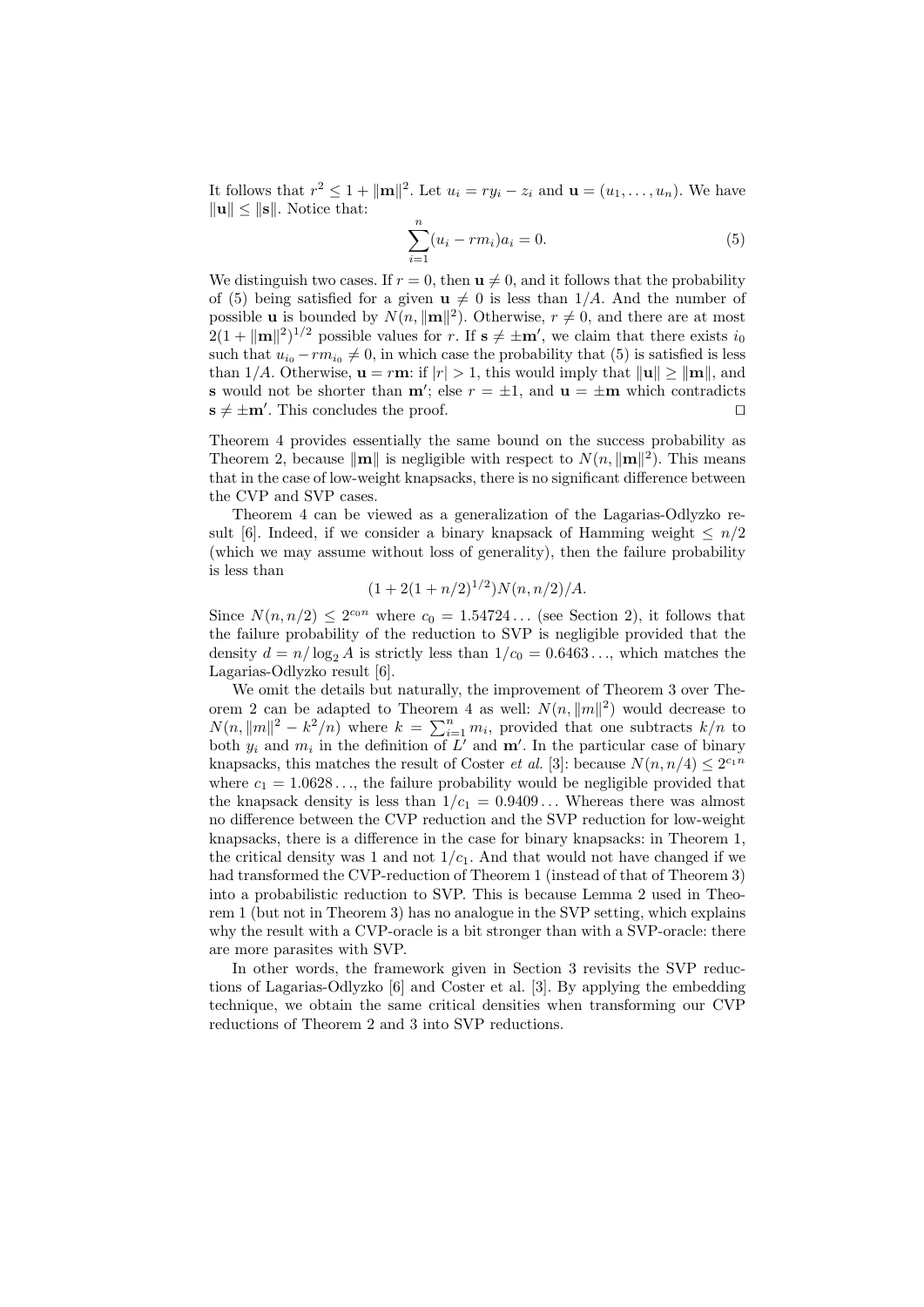It follows that $r^2 \leq 1 + \|\mathbf{m}\|^2$. Let $u_i = ry_i - z_i$ and $\mathbf{u} = (u_1, \ldots, u_n)$. We have $\|\mathbf{u}\| \leq \|\mathbf{s}\|$. Notice that:

$$\sum_{i=1}^{n} (u_i - rm_i)a_i = 0. \tag{5}$$

We distinguish two cases. If $r = 0$, then $\mathbf{u} \neq 0$, and it follows that the probability of (5) being satisfied for a given $\mathbf{u} \neq 0$ is less than $1/A$. And the number of possible $\mathbf{u}$ is bounded by $N(n, \|\mathbf{m}\|^2)$. Otherwise, $r \neq 0$, and there are at most $2(1 + \|\mathbf{m}\|^2)^{1/2}$ possible values for $r$. If $\mathbf{s} \neq \pm\mathbf{m}'$, we claim that there exists $i_0$ such that $u_{i_0} - rm_{i_0} \neq 0$, in which case the probability that (5) is satisfied is less than $1/A$. Otherwise, $\mathbf{u} = r\mathbf{m}$: if $|r| > 1$, this would imply that $\|\mathbf{u}\| \geq \|\mathbf{m}\|$, and $\mathbf{s}$ would not be shorter than $\mathbf{m}'$; else $r = \pm 1$, and $\mathbf{u} = \pm\mathbf{m}$ which contradicts $\mathbf{s} \neq \pm\mathbf{m}'$. This concludes the proof. ☐

Theorem 4 provides essentially the same bound on the success probability as Theorem 2, because $\|\mathbf{m}\|$ is negligible with respect to $N(n, \|\mathbf{m}\|^2)$. This means that in the case of low-weight knapsacks, there is no significant difference between the CVP and SVP cases.

Theorem 4 can be viewed as a generalization of the Lagarias-Odlyzko result [6]. Indeed, if we consider a binary knapsack of Hamming weight $\leq n/2$ (which we may assume without loss of generality), then the failure probability is less than

$$(1 + 2(1 + n/2)^{1/2})N(n, n/2)/A.$$

Since $N(n, n/2) \leq 2^{c_0 n}$ where $c_0 = 1.54724\ldots$ (see Section 2), it follows that the failure probability of the reduction to SVP is negligible provided that the density $d = n/\log_2 A$ is strictly less than $1/c_0 = 0.6463\ldots$, which matches the Lagarias-Odlyzko result [6].

We omit the details but naturally, the improvement of Theorem 3 over Theorem 2 can be adapted to Theorem 4 as well: $N(n, \|m\|^2)$ would decrease to $N(n, \|m\|^2 - k^2/n)$ where $k = \sum_{i=1}^{n} m_i$, provided that one subtracts $k/n$ to both $y_i$ and $m_i$ in the definition of $L'$ and $\mathbf{m}'$. In the particular case of binary knapsacks, this matches the result of Coster *et al.* [3]: because $N(n, n/4) \leq 2^{c_1 n}$ where $c_1 = 1.0628\ldots$, the failure probability would be negligible provided that the knapsack density is less than $1/c_1 = 0.9409\ldots$ Whereas there was almost no difference between the CVP reduction and the SVP reduction for low-weight knapsacks, there is a difference in the case for binary knapsacks: in Theorem 1, the critical density was 1 and not $1/c_1$. And that would not have changed if we had transformed the CVP-reduction of Theorem 1 (instead of that of Theorem 3) into a probabilistic reduction to SVP. This is because Lemma 2 used in Theorem 1 (but not in Theorem 3) has no analogue in the SVP setting, which explains why the result with a CVP-oracle is a bit stronger than with a SVP-oracle: there are more parasites with SVP.

In other words, the framework given in Section 3 revisits the SVP reductions of Lagarias-Odlyzko [6] and Coster et al. [3]. By applying the embedding technique, we obtain the same critical densities when transforming our CVP reductions of Theorem 2 and 3 into SVP reductions.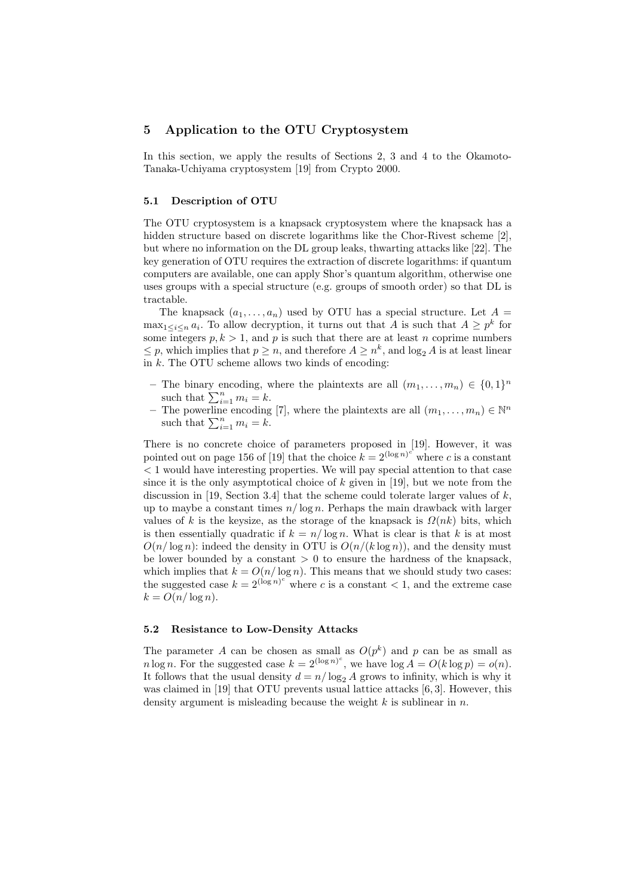## 5 Application to the OTU Cryptosystem

In this section, we apply the results of Sections 2, 3 and 4 to the Okamoto-Tanaka-Uchiyama cryptosystem [19] from Crypto 2000.

### 5.1 Description of OTU

The OTU cryptosystem is a knapsack cryptosystem where the knapsack has a hidden structure based on discrete logarithms like the Chor-Rivest scheme [2], but where no information on the DL group leaks, thwarting attacks like [22]. The key generation of OTU requires the extraction of discrete logarithms: if quantum computers are available, one can apply Shor's quantum algorithm, otherwise one uses groups with a special structure (e.g. groups of smooth order) so that DL is tractable.

The knapsack $(a_1, \dots, a_n)$ used by OTU has a special structure. Let $A = \max_{1 \le i \le n} a_i$. To allow decryption, it turns out that $A$ is such that $A \ge p^k$ for some integers $p, k > 1$, and $p$ is such that there are at least $n$ coprime numbers $\le p$, which implies that $p \ge n$, and therefore $A \ge n^k$, and $\log_2 A$ is at least linear in $k$. The OTU scheme allows two kinds of encoding:

- The binary encoding, where the plaintexts are all $(m_1, \dots, m_n) \in \{0,1\}^n$ such that $\sum_{i=1}^n m_i = k$.
- The powerline encoding [7], where the plaintexts are all $(m_1, \dots, m_n) \in \mathbb{N}^n$ such that $\sum_{i=1}^n m_i = k$.

There is no concrete choice of parameters proposed in [19]. However, it was pointed out on page 156 of [19] that the choice $k = 2^{(\log n)^c}$ where $c$ is a constant $< 1$ would have interesting properties. We will pay special attention to that case since it is the only asymptotical choice of $k$ given in [19], but we note from the discussion in [19, Section 3.4] that the scheme could tolerate larger values of $k$, up to maybe a constant times $n/\log n$. Perhaps the main drawback with larger values of $k$ is the keysize, as the storage of the knapsack is $\Omega(nk)$ bits, which is then essentially quadratic if $k = n/\log n$. What is clear is that $k$ is at most $O(n/\log n)$: indeed the density in OTU is $O(n/(k \log n))$, and the density must be lower bounded by a constant $> 0$ to ensure the hardness of the knapsack, which implies that $k = O(n/\log n)$. This means that we should study two cases: the suggested case $k = 2^{(\log n)^c}$ where $c$ is a constant $< 1$, and the extreme case $k = O(n/\log n)$.

### 5.2 Resistance to Low-Density Attacks

The parameter $A$ can be chosen as small as $O(p^k)$ and $p$ can be as small as $n \log n$. For the suggested case $k = 2^{(\log n)^c}$, we have $\log A = O(k \log p) = o(n)$. It follows that the usual density $d = n/\log_2 A$ grows to infinity, which is why it was claimed in [19] that OTU prevents usual lattice attacks [6, 3]. However, this density argument is misleading because the weight $k$ is sublinear in $n$.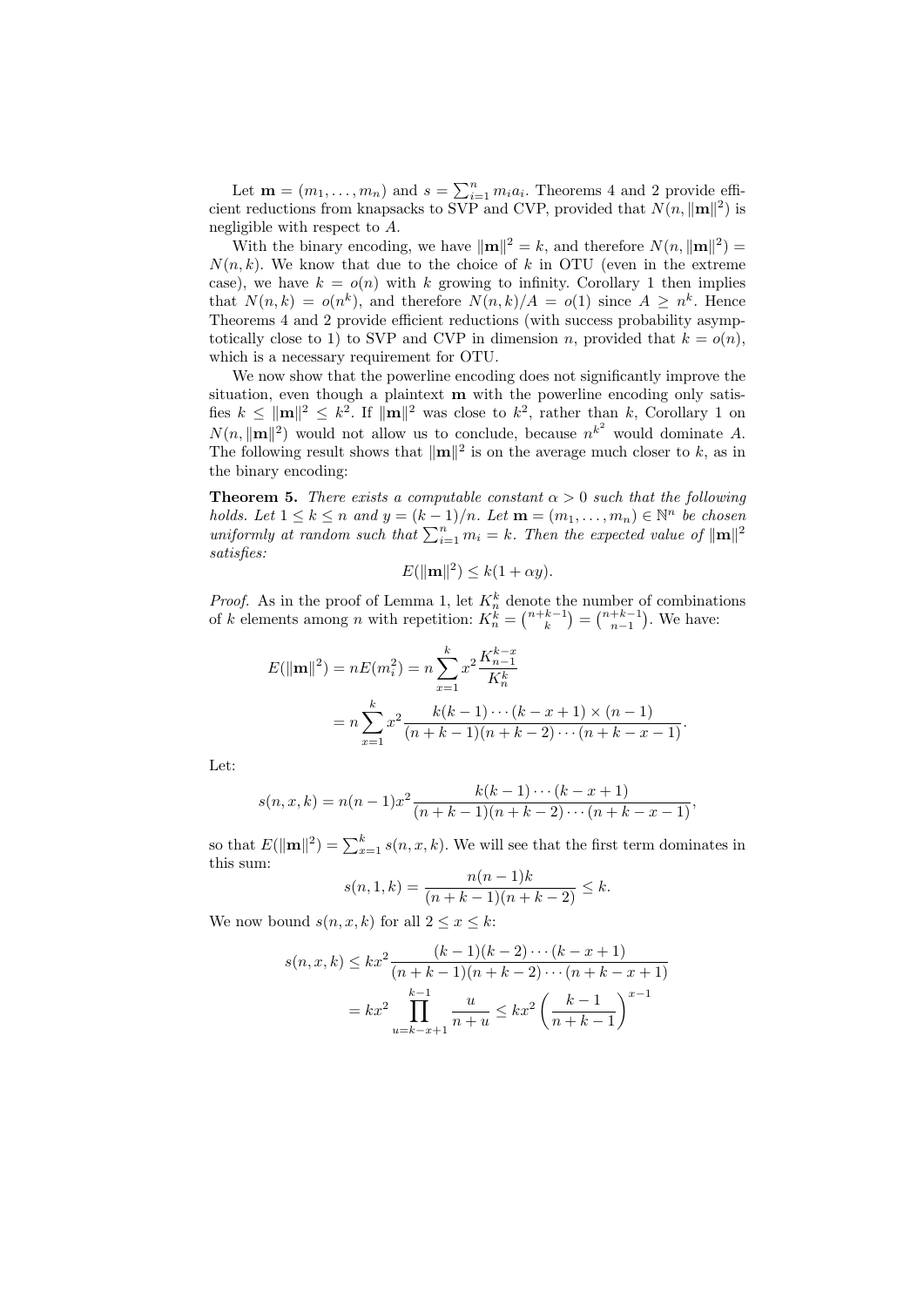Let $\mathbf{m} = (m_1, \ldots, m_n)$ and $s = \sum_{i=1}^{n} m_i a_i$. Theorems 4 and 2 provide efficient reductions from knapsacks to SVP and CVP, provided that $N(n, \|\mathbf{m}\|^2)$ is negligible with respect to $A$.

With the binary encoding, we have $\|\mathbf{m}\|^2 = k$, and therefore $N(n, \|\mathbf{m}\|^2) = N(n, k)$. We know that due to the choice of $k$ in OTU (even in the extreme case), we have $k = o(n)$ with $k$ growing to infinity. Corollary 1 then implies that $N(n, k) = o(n^k)$, and therefore $N(n, k)/A = o(1)$ since $A \geq n^k$. Hence Theorems 4 and 2 provide efficient reductions (with success probability asymptotically close to 1) to SVP and CVP in dimension $n$, provided that $k = o(n)$, which is a necessary requirement for OTU.

We now show that the powerline encoding does not significantly improve the situation, even though a plaintext $\mathbf{m}$ with the powerline encoding only satisfies $k \leq \|\mathbf{m}\|^2 \leq k^2$. If $\|\mathbf{m}\|^2$ was close to $k^2$, rather than $k$, Corollary 1 on $N(n, \|\mathbf{m}\|^2)$ would not allow us to conclude, because $n^{k^2}$ would dominate $A$. The following result shows that $\|\mathbf{m}\|^2$ is on the average much closer to $k$, as in the binary encoding:

**Theorem 5.** *There exists a computable constant $\alpha > 0$ such that the following holds. Let $1 \leq k \leq n$ and $y = (k-1)/n$. Let $\mathbf{m} = (m_1, \ldots, m_n) \in \mathbb{N}^n$ be chosen uniformly at random such that $\sum_{i=1}^{n} m_i = k$. Then the expected value of $\|\mathbf{m}\|^2$ satisfies:*

$$E(\|\mathbf{m}\|^2) \leq k(1 + \alpha y).$$

*Proof.* As in the proof of Lemma 1, let $K_n^k$ denote the number of combinations of $k$ elements among $n$ with repetition: $K_n^k = \binom{n+k-1}{k} = \binom{n+k-1}{n-1}$. We have:

$$\begin{aligned} E(\|\mathbf{m}\|^2) = nE(m_i^2) &= n \sum_{x=1}^{k} x^2 \frac{K_{n-1}^{k-x}}{K_n^k} \\ &= n \sum_{x=1}^{k} x^2 \frac{k(k-1)\cdots(k-x+1) \times (n-1)}{(n+k-1)(n+k-2)\cdots(n+k-x-1)}. \end{aligned}$$

Let:

$$s(n, x, k) = n(n-1)x^2 \frac{k(k-1)\cdots(k-x+1)}{(n+k-1)(n+k-2)\cdots(n+k-x-1)},$$

so that $E(\|\mathbf{m}\|^2) = \sum_{x=1}^{k} s(n, x, k)$. We will see that the first term dominates in this sum:

$$s(n, 1, k) = \frac{n(n-1)k}{(n+k-1)(n+k-2)} \leq k.$$

We now bound $s(n, x, k)$ for all $2 \leq x \leq k$:

$$\begin{aligned} s(n, x, k) &\leq kx^2 \frac{(k-1)(k-2)\cdots(k-x+1)}{(n+k-1)(n+k-2)\cdots(n+k-x+1)} \\ &= kx^2 \prod_{u=k-x+1}^{k-1} \frac{u}{n+u} \leq kx^2 \left(\frac{k-1}{n+k-1}\right)^{x-1} \end{aligned}$$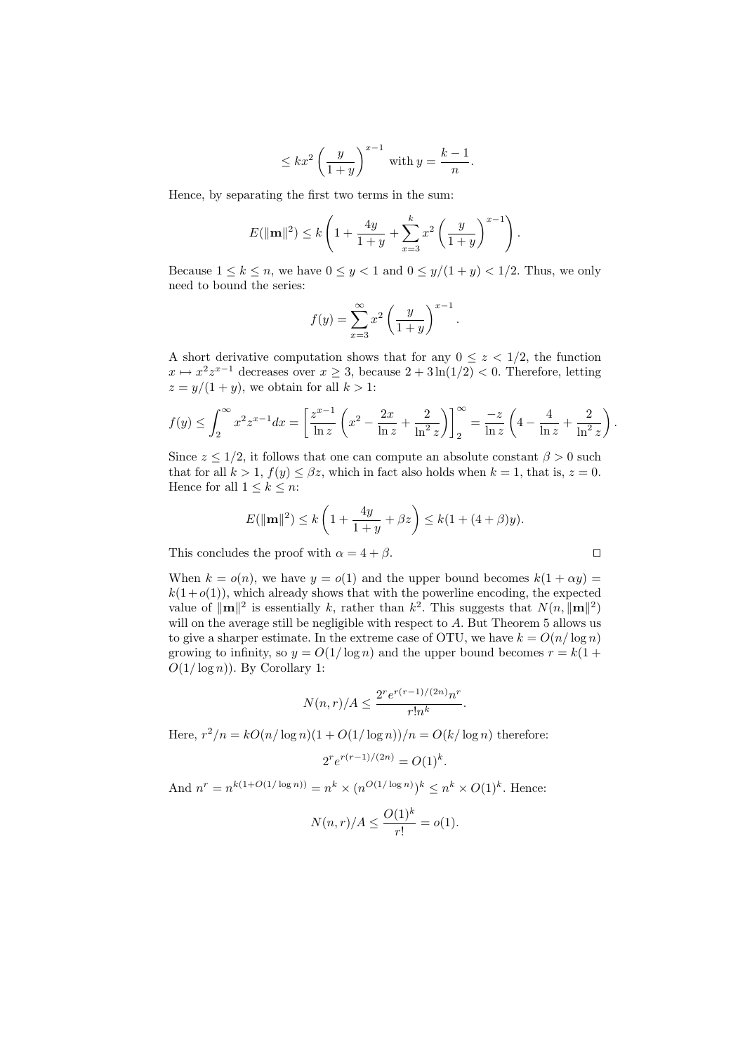$$\leq kx^2 \left(\frac{y}{1+y}\right)^{x-1} \text{ with } y = \frac{k-1}{n}.$$

Hence, by separating the first two terms in the sum:

$$E(\|\mathbf{m}\|^2) \leq k\left(1 + \frac{4y}{1+y} + \sum_{x=3}^{k} x^2 \left(\frac{y}{1+y}\right)^{x-1}\right).$$

Because $1 \leq k \leq n$, we have $0 \leq y < 1$ and $0 \leq y/(1+y) < 1/2$. Thus, we only need to bound the series:

$$f(y) = \sum_{x=3}^{\infty} x^2 \left(\frac{y}{1+y}\right)^{x-1}.$$

A short derivative computation shows that for any $0 \leq z < 1/2$, the function $x \mapsto x^2 z^{x-1}$ decreases over $x \geq 3$, because $2 + 3\ln(1/2) < 0$. Therefore, letting $z = y/(1+y)$, we obtain for all $k > 1$:

$$f(y) \leq \int_2^{\infty} x^2 z^{x-1} dx = \left[\frac{z^{x-1}}{\ln z}\left(x^2 - \frac{2x}{\ln z} + \frac{2}{\ln^2 z}\right)\right]_2^{\infty} = \frac{-z}{\ln z}\left(4 - \frac{4}{\ln z} + \frac{2}{\ln^2 z}\right).$$

Since $z \leq 1/2$, it follows that one can compute an absolute constant $\beta > 0$ such that for all $k > 1$, $f(y) \leq \beta z$, which in fact also holds when $k = 1$, that is, $z = 0$. Hence for all $1 \leq k \leq n$:

$$E(\|\mathbf{m}\|^2) \leq k\left(1 + \frac{4y}{1+y} + \beta z\right) \leq k(1 + (4+\beta)y).$$

This concludes the proof with $\alpha = 4 + \beta$. □

When $k = o(n)$, we have $y = o(1)$ and the upper bound becomes $k(1 + \alpha y) = k(1 + o(1))$, which already shows that with the powerline encoding, the expected value of $\|\mathbf{m}\|^2$ is essentially $k$, rather than $k^2$. This suggests that $N(n, \|\mathbf{m}\|^2)$ will on the average still be negligible with respect to $A$. But Theorem 5 allows us to give a sharper estimate. In the extreme case of OTU, we have $k = O(n/\log n)$ growing to infinity, so $y = O(1/\log n)$ and the upper bound becomes $r = k(1 + O(1/\log n))$. By Corollary 1:

$$N(n, r)/A \leq \frac{2^r e^{r(r-1)/(2n)} n^r}{r! n^k}.$$

Here, $r^2/n = kO(n/\log n)(1 + O(1/\log n))/n = O(k/\log n)$ therefore:

$$2^r e^{r(r-1)/(2n)} = O(1)^k.$$

And $n^r = n^{k(1+O(1/\log n))} = n^k \times (n^{O(1/\log n)})^k \leq n^k \times O(1)^k$. Hence:

$$N(n, r)/A \leq \frac{O(1)^k}{r!} = o(1).$$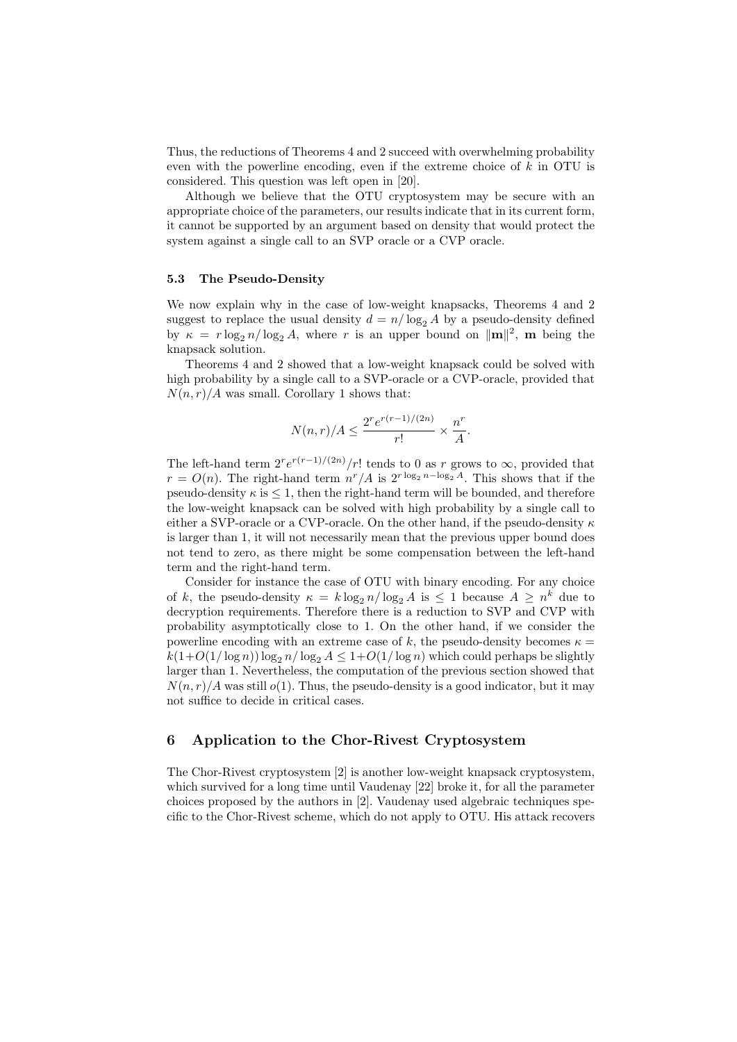Thus, the reductions of Theorems 4 and 2 succeed with overwhelming probability even with the powerline encoding, even if the extreme choice of $k$ in OTU is considered. This question was left open in [20].

Although we believe that the OTU cryptosystem may be secure with an appropriate choice of the parameters, our results indicate that in its current form, it cannot be supported by an argument based on density that would protect the system against a single call to an SVP oracle or a CVP oracle.

### 5.3 The Pseudo-Density

We now explain why in the case of low-weight knapsacks, Theorems 4 and 2 suggest to replace the usual density $d = n/\log_2 A$ by a pseudo-density defined by $\kappa = r \log_2 n/\log_2 A$, where $r$ is an upper bound on $\|\mathbf{m}\|^2$, $\mathbf{m}$ being the knapsack solution.

Theorems 4 and 2 showed that a low-weight knapsack could be solved with high probability by a single call to a SVP-oracle or a CVP-oracle, provided that $N(n, r)/A$ was small. Corollary 1 shows that:

$$N(n, r)/A \leq \frac{2^r e^{r(r-1)/(2n)}}{r!} \times \frac{n^r}{A}.$$

The left-hand term $2^r e^{r(r-1)/(2n)}/r!$ tends to 0 as $r$ grows to $\infty$, provided that $r = O(n)$. The right-hand term $n^r/A$ is $2^{r \log_2 n - \log_2 A}$. This shows that if the pseudo-density $\kappa$ is $\leq 1$, then the right-hand term will be bounded, and therefore the low-weight knapsack can be solved with high probability by a single call to either a SVP-oracle or a CVP-oracle. On the other hand, if the pseudo-density $\kappa$ is larger than 1, it will not necessarily mean that the previous upper bound does not tend to zero, as there might be some compensation between the left-hand term and the right-hand term.

Consider for instance the case of OTU with binary encoding. For any choice of $k$, the pseudo-density $\kappa = k \log_2 n/\log_2 A$ is $\leq 1$ because $A \geq n^k$ due to decryption requirements. Therefore there is a reduction to SVP and CVP with probability asymptotically close to 1. On the other hand, if we consider the powerline encoding with an extreme case of $k$, the pseudo-density becomes $\kappa = k(1+O(1/\log n)) \log_2 n/\log_2 A \leq 1+O(1/\log n)$ which could perhaps be slightly larger than 1. Nevertheless, the computation of the previous section showed that $N(n, r)/A$ was still $o(1)$. Thus, the pseudo-density is a good indicator, but it may not suffice to decide in critical cases.

## 6 Application to the Chor-Rivest Cryptosystem

The Chor-Rivest cryptosystem [2] is another low-weight knapsack cryptosystem, which survived for a long time until Vaudenay [22] broke it, for all the parameter choices proposed by the authors in [2]. Vaudenay used algebraic techniques specific to the Chor-Rivest scheme, which do not apply to OTU. His attack recovers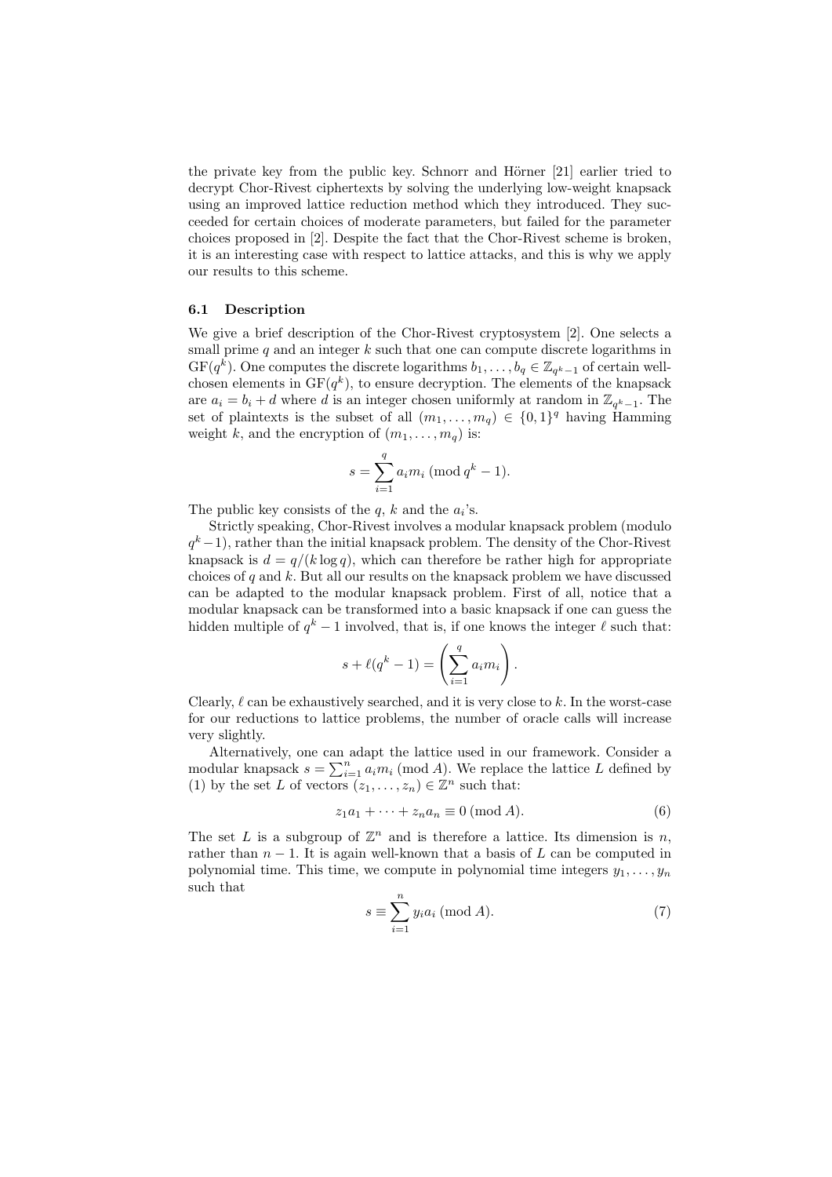the private key from the public key. Schnorr and Hörner [21] earlier tried to decrypt Chor-Rivest ciphertexts by solving the underlying low-weight knapsack using an improved lattice reduction method which they introduced. They succeeded for certain choices of moderate parameters, but failed for the parameter choices proposed in [2]. Despite the fact that the Chor-Rivest scheme is broken, it is an interesting case with respect to lattice attacks, and this is why we apply our results to this scheme.

### 6.1 Description

We give a brief description of the Chor-Rivest cryptosystem [2]. One selects a small prime $q$ and an integer $k$ such that one can compute discrete logarithms in $\mathrm{GF}(q^k)$. One computes the discrete logarithms $b_1, \ldots, b_q \in \mathbb{Z}_{q^k-1}$ of certain well-chosen elements in $\mathrm{GF}(q^k)$, to ensure decryption. The elements of the knapsack are $a_i = b_i + d$ where $d$ is an integer chosen uniformly at random in $\mathbb{Z}_{q^k-1}$. The set of plaintexts is the subset of all $(m_1, \ldots, m_q) \in \{0,1\}^q$ having Hamming weight $k$, and the encryption of $(m_1, \ldots, m_q)$ is:

$$s = \sum_{i=1}^{q} a_i m_i \pmod{q^k - 1}.$$

The public key consists of the $q$, $k$ and the $a_i$'s.

Strictly speaking, Chor-Rivest involves a modular knapsack problem (modulo $q^k - 1$), rather than the initial knapsack problem. The density of the Chor-Rivest knapsack is $d = q/(k \log q)$, which can therefore be rather high for appropriate choices of $q$ and $k$. But all our results on the knapsack problem we have discussed can be adapted to the modular knapsack problem. First of all, notice that a modular knapsack can be transformed into a basic knapsack if one can guess the hidden multiple of $q^k - 1$ involved, that is, if one knows the integer $\ell$ such that:

$$s + \ell(q^k - 1) = \left( \sum_{i=1}^{q} a_i m_i \right).$$

Clearly, $\ell$ can be exhaustively searched, and it is very close to $k$. In the worst-case for our reductions to lattice problems, the number of oracle calls will increase very slightly.

Alternatively, one can adapt the lattice used in our framework. Consider a modular knapsack $s = \sum_{i=1}^{n} a_i m_i \pmod{A}$. We replace the lattice $L$ defined by (1) by the set $L$ of vectors $(z_1, \ldots, z_n) \in \mathbb{Z}^n$ such that:

$$z_1 a_1 + \cdots + z_n a_n \equiv 0 \pmod{A}. \tag{6}$$

The set $L$ is a subgroup of $\mathbb{Z}^n$ and is therefore a lattice. Its dimension is $n$, rather than $n - 1$. It is again well-known that a basis of $L$ can be computed in polynomial time. This time, we compute in polynomial time integers $y_1, \ldots, y_n$ such that

$$s \equiv \sum_{i=1}^{n} y_i a_i \pmod{A}. \tag{7}$$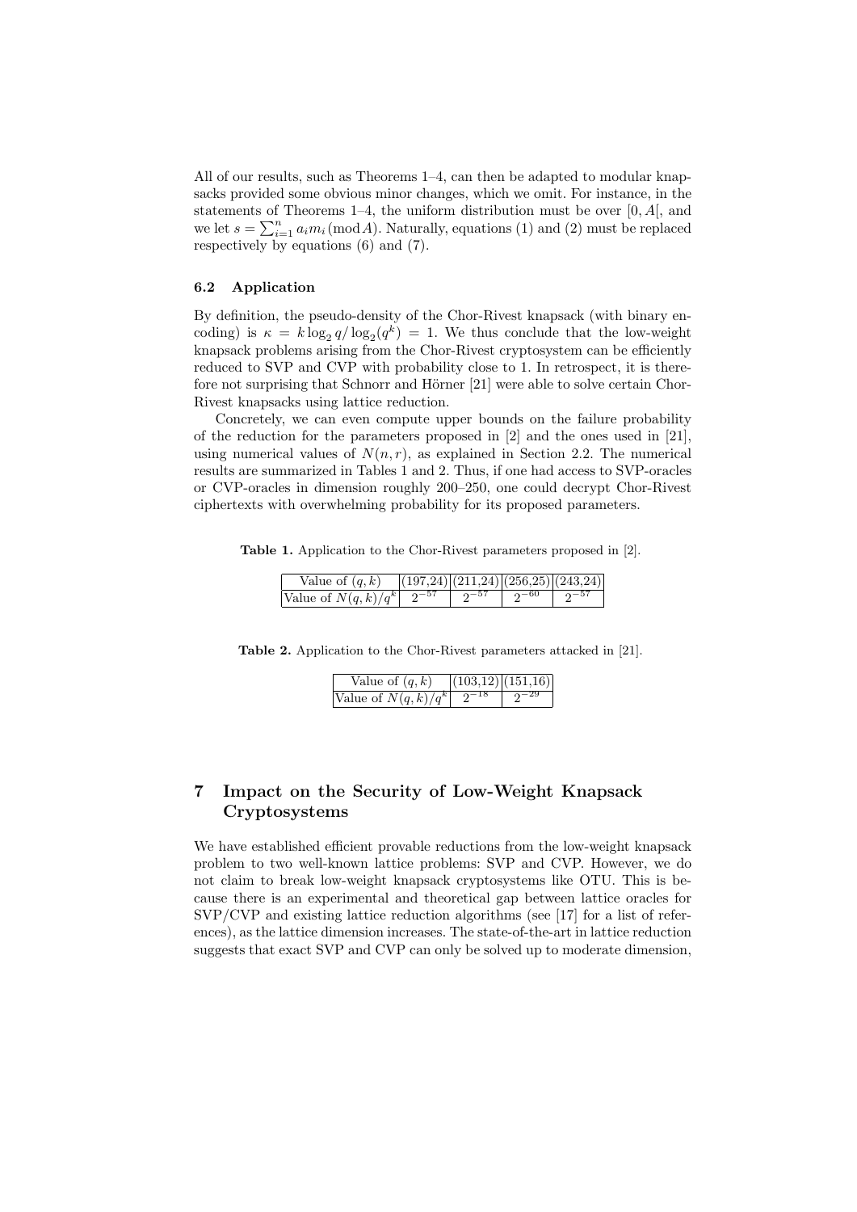All of our results, such as Theorems 1–4, can then be adapted to modular knapsacks provided some obvious minor changes, which we omit. For instance, in the statements of Theorems 1–4, the uniform distribution must be over $[0, A[$, and we let $s = \sum_{i=1}^{n} a_i m_i \pmod{A}$. Naturally, equations (1) and (2) must be replaced respectively by equations (6) and (7).

### 6.2 Application

By definition, the pseudo-density of the Chor-Rivest knapsack (with binary encoding) is $\kappa = k \log_2 q / \log_2(q^k) = 1$. We thus conclude that the low-weight knapsack problems arising from the Chor-Rivest cryptosystem can be efficiently reduced to SVP and CVP with probability close to 1. In retrospect, it is therefore not surprising that Schnorr and Hörner [21] were able to solve certain Chor-Rivest knapsacks using lattice reduction.

Concretely, we can even compute upper bounds on the failure probability of the reduction for the parameters proposed in [2] and the ones used in [21], using numerical values of $N(n, r)$, as explained in Section 2.2. The numerical results are summarized in Tables 1 and 2. Thus, if one had access to SVP-oracles or CVP-oracles in dimension roughly 200–250, one could decrypt Chor-Rivest ciphertexts with overwhelming probability for its proposed parameters.

**Table 1.** Application to the Chor-Rivest parameters proposed in [2].

| Value of $(q, k)$ | (197,24) | (211,24) | (256,25) | (243,24) |
|---|---|---|---|---|
| Value of $N(q, k)/q^k$ | $2^{-57}$ | $2^{-57}$ | $2^{-60}$ | $2^{-57}$ |

**Table 2.** Application to the Chor-Rivest parameters attacked in [21].

| Value of $(q, k)$ | (103,12) | (151,16) |
|---|---|---|
| Value of $N(q, k)/q^k$ | $2^{-18}$ | $2^{-29}$ |

## 7 Impact on the Security of Low-Weight Knapsack Cryptosystems

We have established efficient provable reductions from the low-weight knapsack problem to two well-known lattice problems: SVP and CVP. However, we do not claim to break low-weight knapsack cryptosystems like OTU. This is because there is an experimental and theoretical gap between lattice oracles for SVP/CVP and existing lattice reduction algorithms (see [17] for a list of references), as the lattice dimension increases. The state-of-the-art in lattice reduction suggests that exact SVP and CVP can only be solved up to moderate dimension,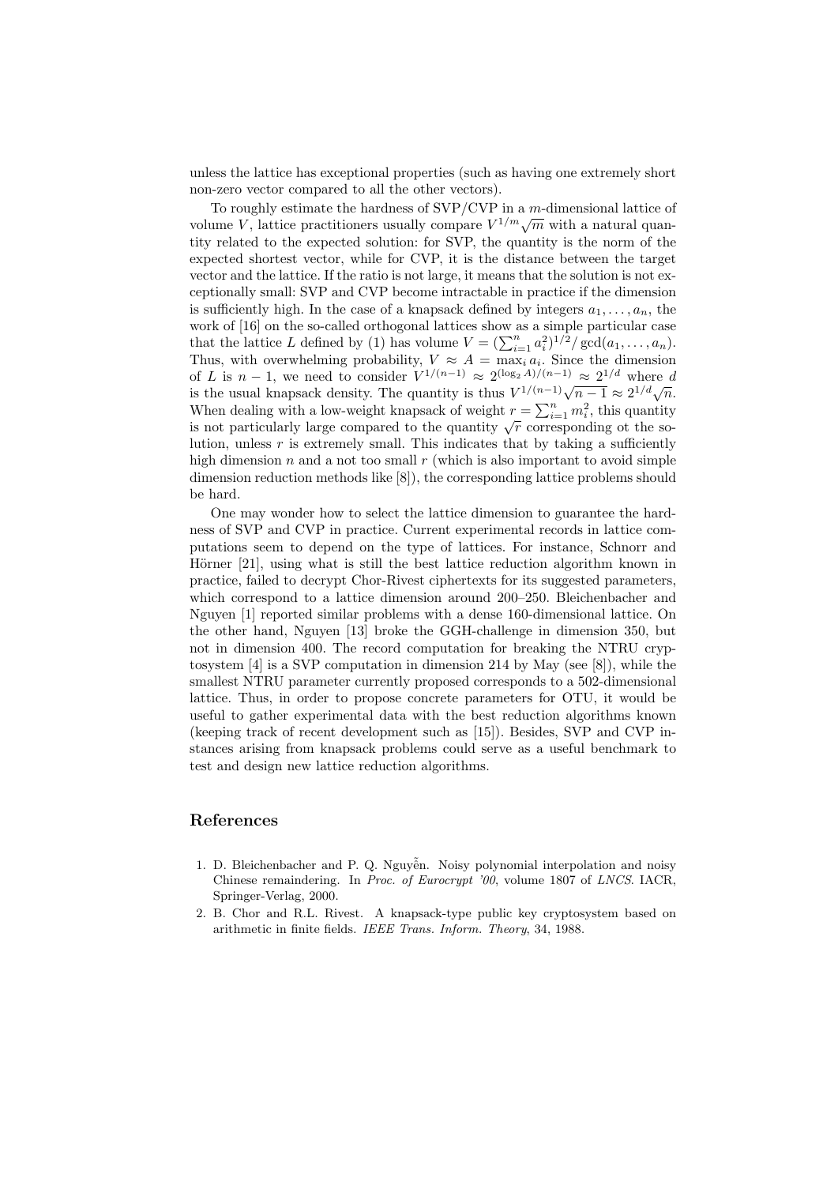unless the lattice has exceptional properties (such as having one extremely short non-zero vector compared to all the other vectors).

To roughly estimate the hardness of SVP/CVP in a $m$-dimensional lattice of volume $V$, lattice practitioners usually compare $V^{1/m}\sqrt{m}$ with a natural quantity related to the expected solution: for SVP, the quantity is the norm of the expected shortest vector, while for CVP, it is the distance between the target vector and the lattice. If the ratio is not large, it means that the solution is not exceptionally small: SVP and CVP become intractable in practice if the dimension is sufficiently high. In the case of a knapsack defined by integers $a_1, \ldots, a_n$, the work of [16] on the so-called orthogonal lattices show as a simple particular case that the lattice $L$ defined by (1) has volume $V = (\sum_{i=1}^{n} a_i^2)^{1/2} / \gcd(a_1, \ldots, a_n)$. Thus, with overwhelming probability, $V \approx A = \max_i a_i$. Since the dimension of $L$ is $n-1$, we need to consider $V^{1/(n-1)} \approx 2^{(\log_2 A)/(n-1)} \approx 2^{1/d}$ where $d$ is the usual knapsack density. The quantity is thus $V^{1/(n-1)}\sqrt{n-1} \approx 2^{1/d}\sqrt{n}$. When dealing with a low-weight knapsack of weight $r = \sum_{i=1}^{n} m_i^2$, this quantity is not particularly large compared to the quantity $\sqrt{r}$ corresponding ot the solution, unless $r$ is extremely small. This indicates that by taking a sufficiently high dimension $n$ and a not too small $r$ (which is also important to avoid simple dimension reduction methods like [8]), the corresponding lattice problems should be hard.

One may wonder how to select the lattice dimension to guarantee the hardness of SVP and CVP in practice. Current experimental records in lattice computations seem to depend on the type of lattices. For instance, Schnorr and Hörner [21], using what is still the best lattice reduction algorithm known in practice, failed to decrypt Chor-Rivest ciphertexts for its suggested parameters, which correspond to a lattice dimension around 200–250. Bleichenbacher and Nguyen [1] reported similar problems with a dense 160-dimensional lattice. On the other hand, Nguyen [13] broke the GGH-challenge in dimension 350, but not in dimension 400. The record computation for breaking the NTRU cryptosystem [4] is a SVP computation in dimension 214 by May (see [8]), while the smallest NTRU parameter currently proposed corresponds to a 502-dimensional lattice. Thus, in order to propose concrete parameters for OTU, it would be useful to gather experimental data with the best reduction algorithms known (keeping track of recent development such as [15]). Besides, SVP and CVP instances arising from knapsack problems could serve as a useful benchmark to test and design new lattice reduction algorithms.

## References

1. D. Bleichenbacher and P. Q. Nguyễn. Noisy polynomial interpolation and noisy Chinese remaindering. In *Proc. of Eurocrypt '00*, volume 1807 of *LNCS*. IACR, Springer-Verlag, 2000.
2. B. Chor and R.L. Rivest. A knapsack-type public key cryptosystem based on arithmetic in finite fields. *IEEE Trans. Inform. Theory*, 34, 1988.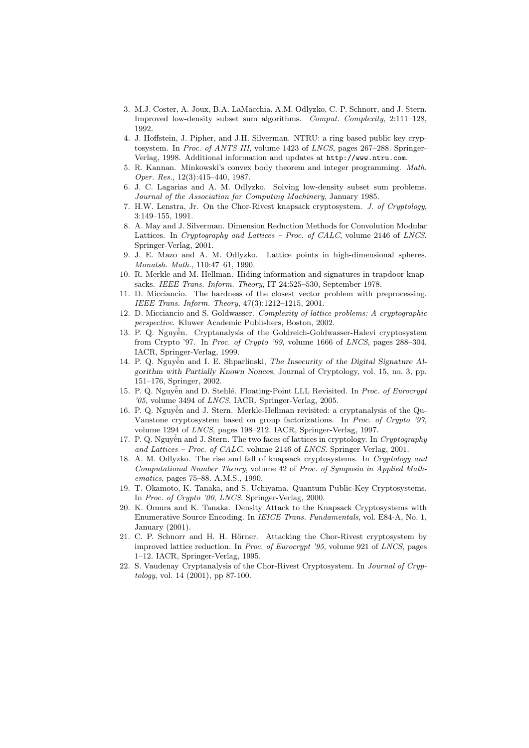3. M.J. Coster, A. Joux, B.A. LaMacchia, A.M. Odlyzko, C.-P. Schnorr, and J. Stern. Improved low-density subset sum algorithms. *Comput. Complexity*, 2:111–128, 1992.
4. J. Hoffstein, J. Pipher, and J.H. Silverman. NTRU: a ring based public key cryptosystem. In *Proc. of ANTS III*, volume 1423 of *LNCS*, pages 267–288. Springer-Verlag, 1998. Additional information and updates at `http://www.ntru.com`.
5. R. Kannan. Minkowski's convex body theorem and integer programming. *Math. Oper. Res.*, 12(3):415–440, 1987.
6. J. C. Lagarias and A. M. Odlyzko. Solving low-density subset sum problems. *Journal of the Association for Computing Machinery*, January 1985.
7. H.W. Lenstra, Jr. On the Chor-Rivest knapsack cryptosystem. *J. of Cryptology*, 3:149–155, 1991.
8. A. May and J. Silverman. Dimension Reduction Methods for Convolution Modular Lattices. In *Cryptography and Lattices – Proc. of CALC*, volume 2146 of *LNCS*. Springer-Verlag, 2001.
9. J. E. Mazo and A. M. Odlyzko. Lattice points in high-dimensional spheres. *Monatsh. Math.*, 110:47–61, 1990.
10. R. Merkle and M. Hellman. Hiding information and signatures in trapdoor knapsacks. *IEEE Trans. Inform. Theory*, IT-24:525–530, September 1978.
11. D. Micciancio. The hardness of the closest vector problem with preprocessing. *IEEE Trans. Inform. Theory*, 47(3):1212–1215, 2001.
12. D. Micciancio and S. Goldwasser. *Complexity of lattice problems: A cryptographic perspective*. Kluwer Academic Publishers, Boston, 2002.
13. P. Q. Nguyễn. Cryptanalysis of the Goldreich-Goldwasser-Halevi cryptosystem from Crypto '97. In *Proc. of Crypto '99*, volume 1666 of *LNCS*, pages 288–304. IACR, Springer-Verlag, 1999.
14. P. Q. Nguyễn and I. E. Shparlinski, *The Insecurity of the Digital Signature Algorithm with Partially Known Nonces*, Journal of Cryptology, vol. 15, no. 3, pp. 151–176, Springer, 2002.
15. P. Q. Nguyễn and D. Stehlé. Floating-Point LLL Revisited. In *Proc. of Eurocrypt '05*, volume 3494 of *LNCS*. IACR, Springer-Verlag, 2005.
16. P. Q. Nguyễn and J. Stern. Merkle-Hellman revisited: a cryptanalysis of the Qu-Vanstone cryptosystem based on group factorizations. In *Proc. of Crypto '97*, volume 1294 of *LNCS*, pages 198–212. IACR, Springer-Verlag, 1997.
17. P. Q. Nguyễn and J. Stern. The two faces of lattices in cryptology. In *Cryptography and Lattices – Proc. of CALC*, volume 2146 of *LNCS*. Springer-Verlag, 2001.
18. A. M. Odlyzko. The rise and fall of knapsack cryptosystems. In *Cryptology and Computational Number Theory*, volume 42 of *Proc. of Symposia in Applied Mathematics*, pages 75–88. A.M.S., 1990.
19. T. Okamoto, K. Tanaka, and S. Uchiyama. Quantum Public-Key Cryptosystems. In *Proc. of Crypto '00*, *LNCS*. Springer-Verlag, 2000.
20. K. Omura and K. Tanaka. Density Attack to the Knapsack Cryptosystems with Enumerative Source Encoding. In *IEICE Trans. Fundamentals*, vol. E84-A, No. 1, January (2001).
21. C. P. Schnorr and H. H. Hörner. Attacking the Chor-Rivest cryptosystem by improved lattice reduction. In *Proc. of Eurocrypt '95*, volume 921 of *LNCS*, pages 1–12. IACR, Springer-Verlag, 1995.
22. S. Vaudenay Cryptanalysis of the Chor-Rivest Cryptosystem. In *Journal of Cryptology*, vol. 14 (2001), pp 87-100.